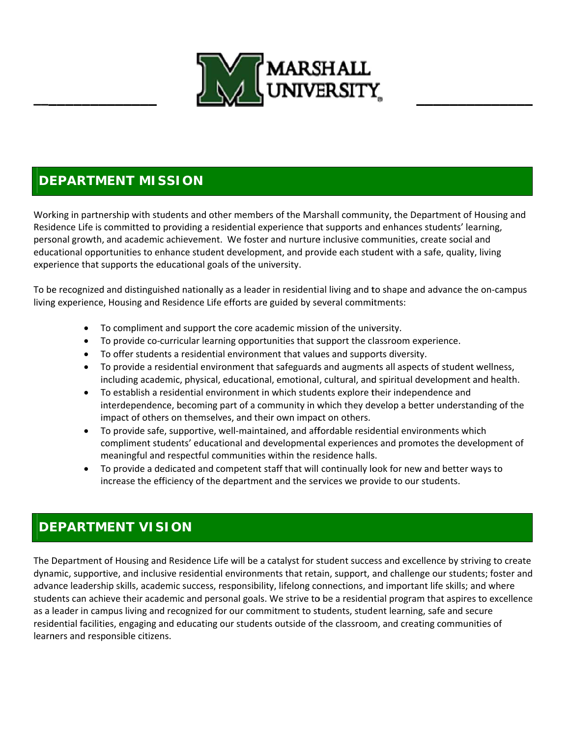MARSHALL UNIVERSITY

## DEPARTMENT MISSION

Working in partnership with students and other members of the Marshall community, the Department of Housing and Residence Life is committed to providing a residential experience that supports and enhances students' learning, personal growth, and academic achievement. We foster and nurture inclusive communities, create social and educational opportunities to enhance student development, and provide each student with a safe, quality, living experience that supports the educational goals of the university.

To be recognized and distinguished nationally as a leader in residential living and to shape and advance the on-campus living experience, Housing and Residence Life efforts are guided by several commitments:

- To compliment and support the core academic mission of the university.
- To provide co-curricular learning opportunities that support the classroom experience.
- To offer students a residential environment that values and supports diversity.
- To provide a residential environment that safeguards and augments all aspects of student wellness, including academic, physical, educational, emotional, cultural, and spiritual development and health.
- To establish a residential environment in which students explore their independence and interdependence, becoming part of a community in which they develop a better understanding of the impact of others on themselves, and their own impact on others.
- To provide safe, supportive, well-maintained, and affordable residential environments which compliment students' educational and developmental experiences and promotes the development of meaningful and respectful communities within the residence halls.
- To provide a dedicated and competent staff that will continually look for new and better ways to increase the efficiency of the department and the services we provide to our students.

## DEPARTMENT VISION

The Department of Housing and Residence Life will be a catalyst for student success and excellence by striving to create dynamic, supportive, and inclusive residential environments that retain, support, and challenge our students; foster and advance leadership skills, academic success, responsibility, lifelong connections, and important life skills; and where students can achieve their academic and personal goals. We strive to be a residential program that aspires to excellence as a leader in campus living and recognized for our commitment to students, student learning, safe and secure residential facilities, engaging and educating our students outside of the classroom, and creating communities of learners and responsible citizens.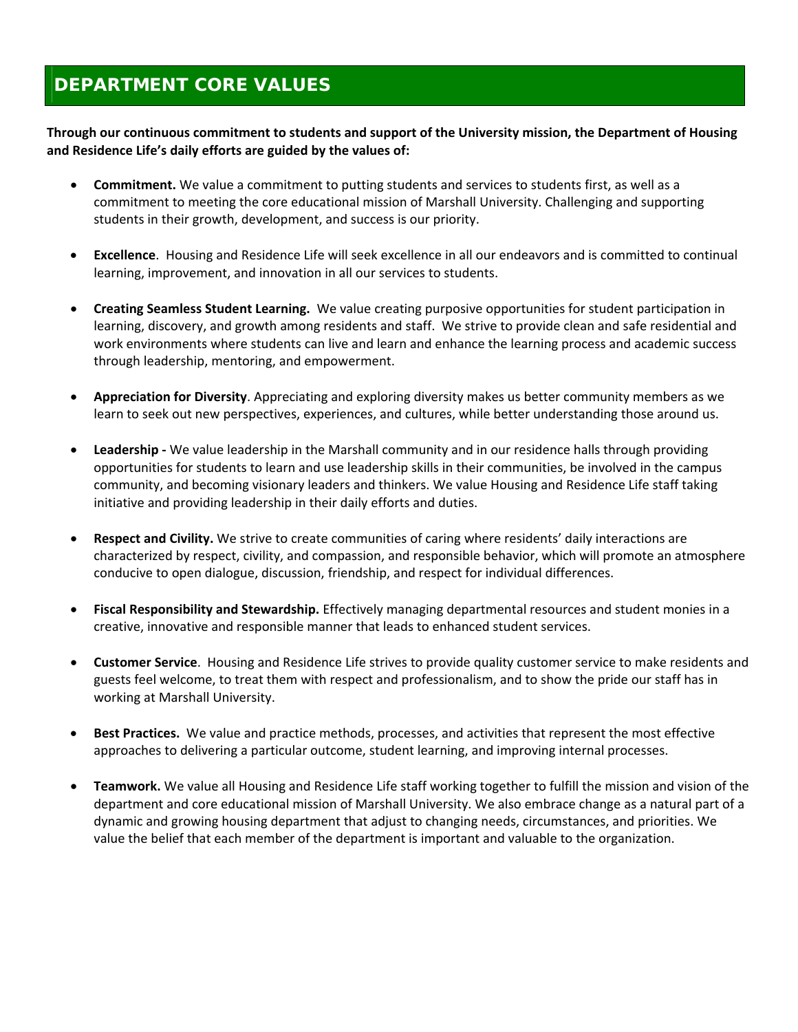# DEPARTMENT CORE VALUES

**Through our continuous commitment to students and support of the University mission, the Department of Housing and Residence Life's daily efforts are guided by the values of:**

- **Commitment.** We value a commitment to putting students and services to students first, as well as a commitment to meeting the core educational mission of Marshall University. Challenging and supporting students in their growth, development, and success is our priority.

- **Excellence**. Housing and Residence Life will seek excellence in all our endeavors and is committed to continual learning, improvement, and innovation in all our services to students.

- **Creating Seamless Student Learning.** We value creating purposive opportunities for student participation in learning, discovery, and growth among residents and staff. We strive to provide clean and safe residential and work environments where students can live and learn and enhance the learning process and academic success through leadership, mentoring, and empowerment.

- **Appreciation for Diversity**. Appreciating and exploring diversity makes us better community members as we learn to seek out new perspectives, experiences, and cultures, while better understanding those around us.

- **Leadership -** We value leadership in the Marshall community and in our residence halls through providing opportunities for students to learn and use leadership skills in their communities, be involved in the campus community, and becoming visionary leaders and thinkers. We value Housing and Residence Life staff taking initiative and providing leadership in their daily efforts and duties.

- **Respect and Civility.** We strive to create communities of caring where residents' daily interactions are characterized by respect, civility, and compassion, and responsible behavior, which will promote an atmosphere conducive to open dialogue, discussion, friendship, and respect for individual differences.

- **Fiscal Responsibility and Stewardship.** Effectively managing departmental resources and student monies in a creative, innovative and responsible manner that leads to enhanced student services.

- **Customer Service**. Housing and Residence Life strives to provide quality customer service to make residents and guests feel welcome, to treat them with respect and professionalism, and to show the pride our staff has in working at Marshall University.

- **Best Practices.** We value and practice methods, processes, and activities that represent the most effective approaches to delivering a particular outcome, student learning, and improving internal processes.

- **Teamwork.** We value all Housing and Residence Life staff working together to fulfill the mission and vision of the department and core educational mission of Marshall University. We also embrace change as a natural part of a dynamic and growing housing department that adjust to changing needs, circumstances, and priorities. We value the belief that each member of the department is important and valuable to the organization.